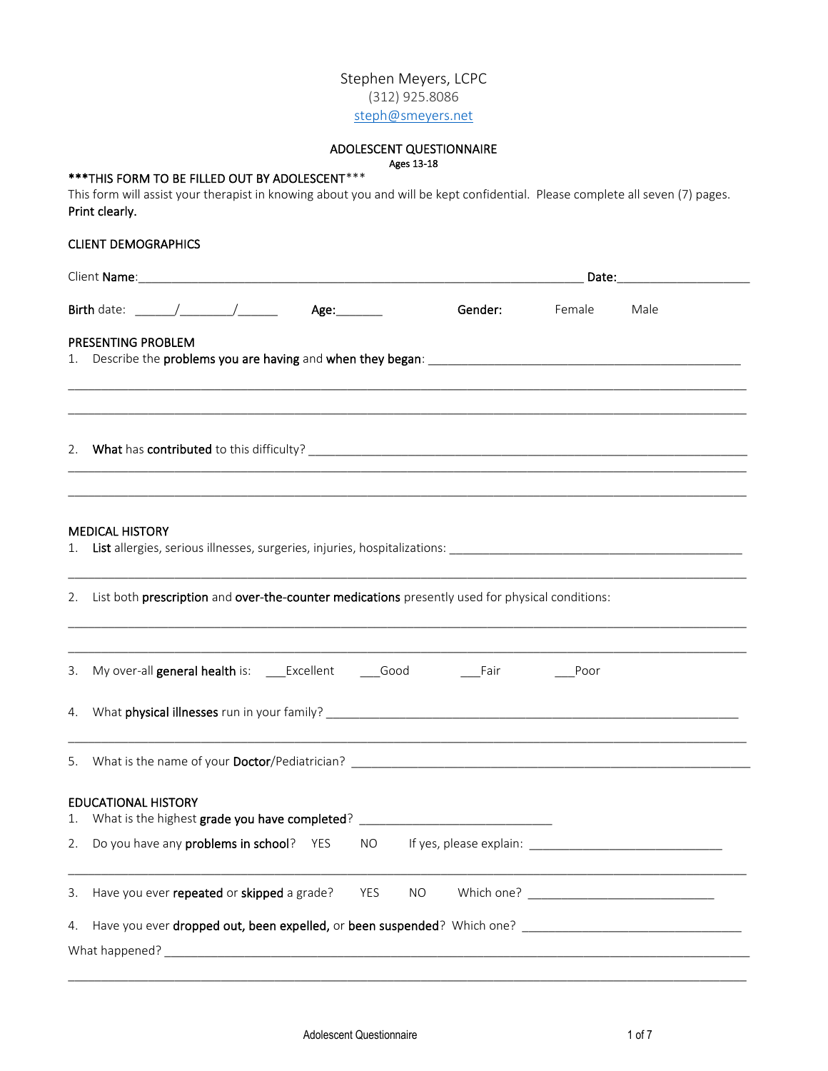Stephen Meyers, LCPC
(312) 925.8086
steph@smeyers.net

# ADOLESCENT QUESTIONNAIRE

Ages 13-18

**\*\*\*THIS FORM TO BE FILLED OUT BY ADOLESCENT\*\*\***

This form will assist your therapist in knowing about you and will be kept confidential. Please complete all seven (7) pages. **Print clearly.**

## CLIENT DEMOGRAPHICS

Client **Name**:_________________________________________________________________ **Date:**____________________

**Birth** date: ______/________/______ **Age:**_______ **Gender:** Female Male

## PRESENTING PROBLEM

1. Describe the **problems you are having** and **when they began**: ______________________________________________

_____________________________________________________________________________________________

_____________________________________________________________________________________________

2. **What** has **contributed** to this difficulty? _________________________________________________________________

_____________________________________________________________________________________________

_____________________________________________________________________________________________

## MEDICAL HISTORY

1. **List** allergies, serious illnesses, surgeries, injuries, hospitalizations: ____________________________________________

_____________________________________________________________________________________________

2. List both **prescription** and **over-the-counter medications** presently used for physical conditions:

_____________________________________________________________________________________________

_____________________________________________________________________________________________

3. My over-all **general health** is: ___Excellent ___Good ___Fair ___Poor

4. What **physical illnesses** run in your family? _____________________________________________________________

_____________________________________________________________________________________________

5. What is the name of your **Doctor**/Pediatrician? ____________________________________________________________

## EDUCATIONAL HISTORY

1. What is the highest **grade you have completed**? ____________________________

2. Do you have any **problems in school**? YES NO If yes, please explain: ______________________________

_____________________________________________________________________________________________

3. Have you ever **repeated** or **skipped** a grade? YES NO Which one? ___________________________

4. Have you ever **dropped out, been expelled,** or **been suspended**? Which one? _________________________________

What happened? ______________________________________________________________________________________

_____________________________________________________________________________________________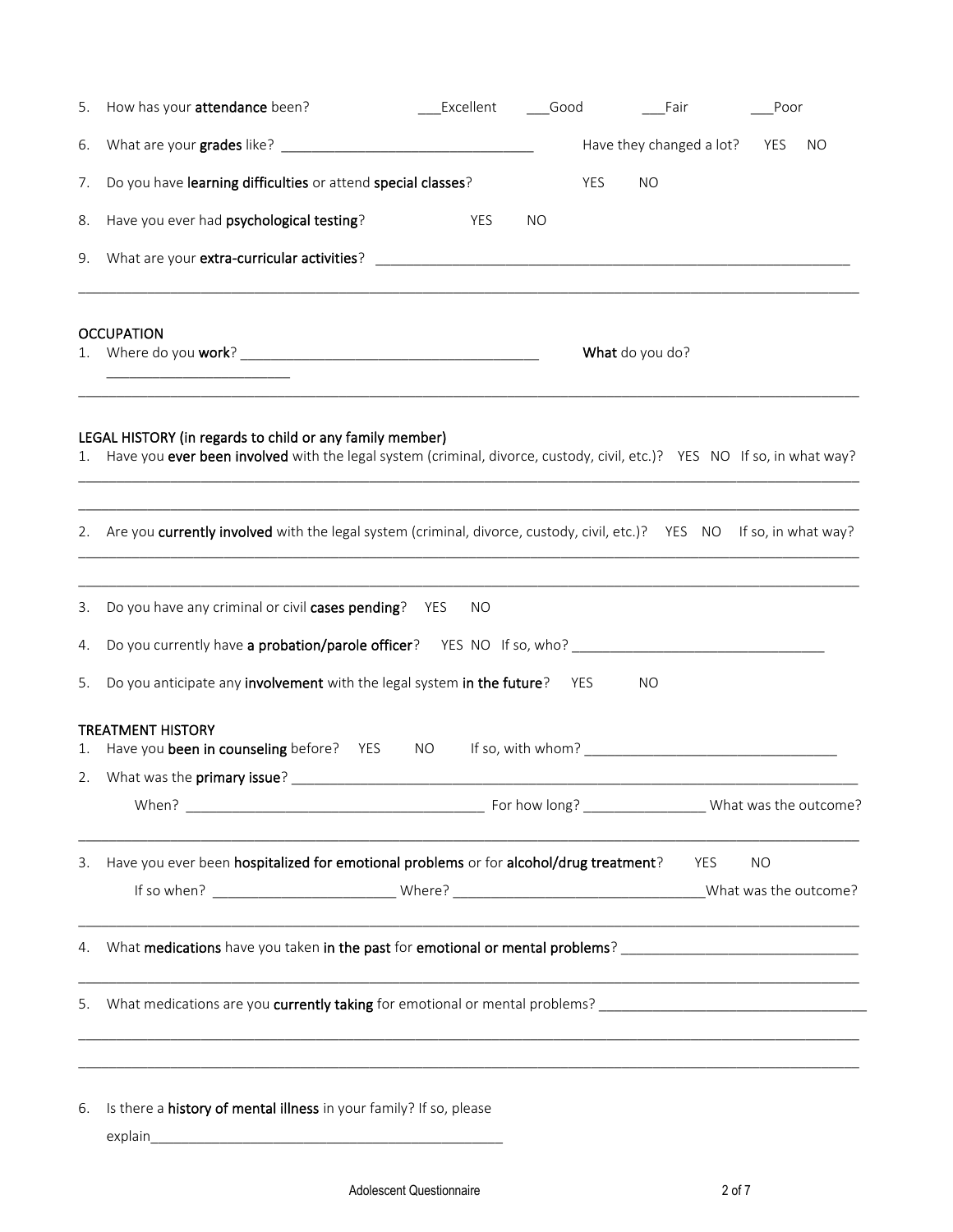5. How has your **attendance** been? ___Excellent ___Good ___Fair ___Poor

6. What are your **grades** like? ________________________________ Have they changed a lot? YES NO

7. Do you have **learning difficulties** or attend **special classes**? YES NO

8. Have you ever had **psychological testing**? YES NO

9. What are your **extra-curricular activities**? ______________________________________________________________

_____________________________________________________________________________________________

OCCUPATION

1. Where do you **work**? _______________________________________ **What** do you do? _______________________

_____________________________________________________________________________________________

LEGAL HISTORY (in regards to child or any family member)

1. Have you **ever been involved** with the legal system (criminal, divorce, custody, civil, etc.)? YES NO If so, in what way?

_____________________________________________________________________________________________

_____________________________________________________________________________________________

2. Are you **currently involved** with the legal system (criminal, divorce, custody, civil, etc.)? YES NO If so, in what way?

_____________________________________________________________________________________________

_____________________________________________________________________________________________

3. Do you have any criminal or civil **cases pending**? YES NO

4. Do you currently have **a probation/parole officer**? YES NO If so, who? _________________________________

5. Do you anticipate any **involvement** with the legal system **in the future**? YES NO

TREATMENT HISTORY

1. Have you **been in counseling** before? YES NO If so, with whom? _________________________________

2. What was the **primary issue**? ______________________________________________________________________

   When? _______________________________________ For how long? _______________ What was the outcome?

_____________________________________________________________________________________________

3. Have you ever been **hospitalized for emotional problems** or for **alcohol/drug treatment**? YES NO

   If so when? _______________________ Where? ________________________________What was the outcome?

_____________________________________________________________________________________________

4. What **medications** have you taken **in the past** for **emotional or mental problems**? ______________________________

_____________________________________________________________________________________________

5. What medications are you **currently taking** for emotional or mental problems? ___________________________________

_____________________________________________________________________________________________

_____________________________________________________________________________________________

6. Is there a **history of mental illness** in your family? If so, please explain_______________________________________________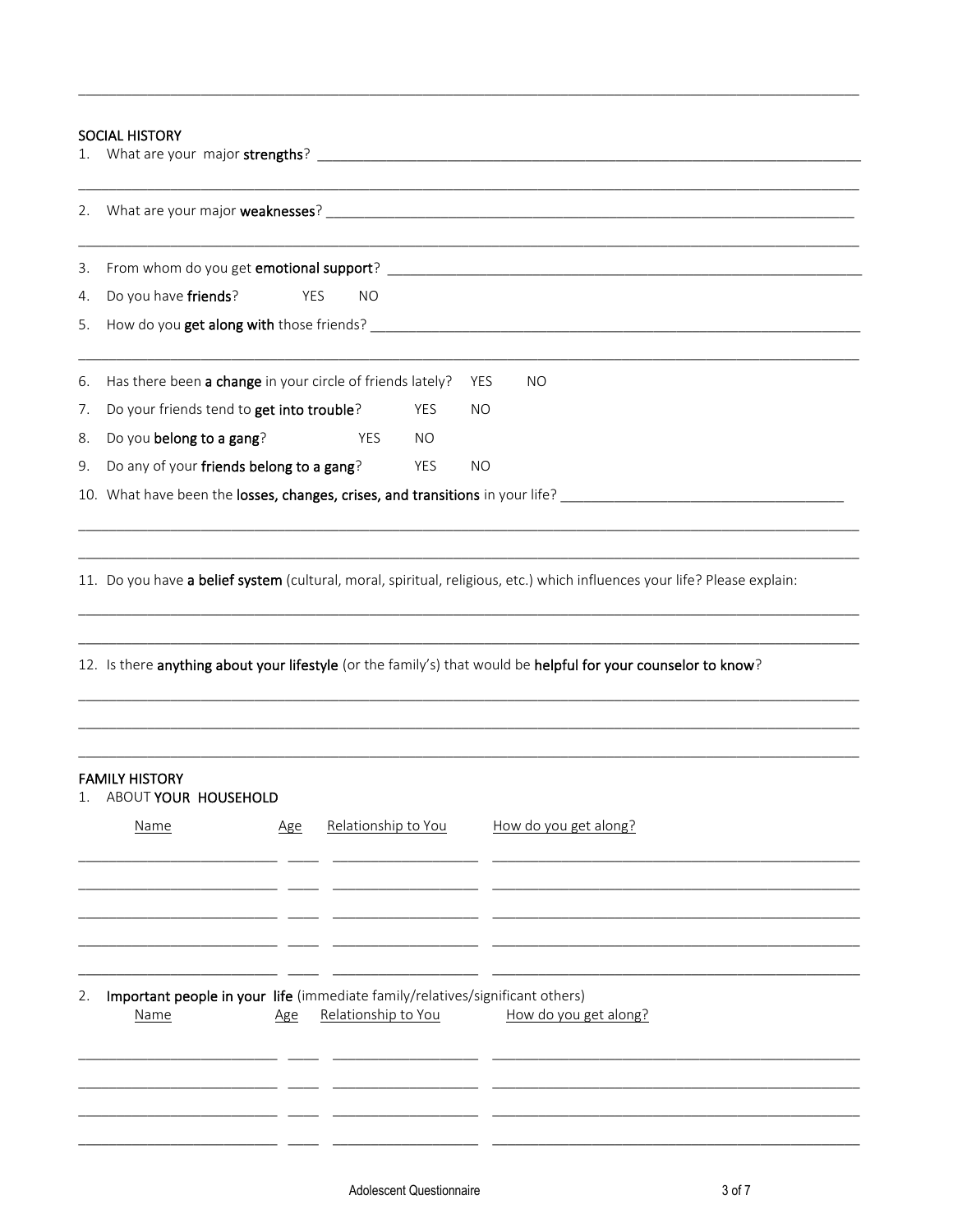## SOCIAL HISTORY

1. What are your major **strengths**? ______________________________________________

2. What are your major **weaknesses**? ______________________________________________

3. From whom do you get **emotional support**? ______________________________________________
4. Do you have **friends**? YES NO
5. How do you **get along with** those friends? ______________________________________________

6. Has there been **a change** in your circle of friends lately? YES NO
7. Do your friends tend to **get into trouble**? YES NO
8. Do you **belong to a gang**? YES NO
9. Do any of your **friends belong to a gang**? YES NO
10. What have been the **losses, changes, crises, and transitions** in your life? ______________________________________________

11. Do you have **a belief system** (cultural, moral, spiritual, religious, etc.) which influences your life? Please explain:

12. Is there **anything about your lifestyle** (or the family's) that would be **helpful for your counselor to know**?

## FAMILY HISTORY

1. ABOUT **YOUR HOUSEHOLD**

| Name | Age | Relationship to You | How do you get along? |
|---|---|---|---|
| | | | |
| | | | |
| | | | |
| | | | |
| | | | |

2. **Important people in your life** (immediate family/relatives/significant others)

| Name | Age | Relationship to You | How do you get along? |
|---|---|---|---|
| | | | |
| | | | |
| | | | |
| | | | |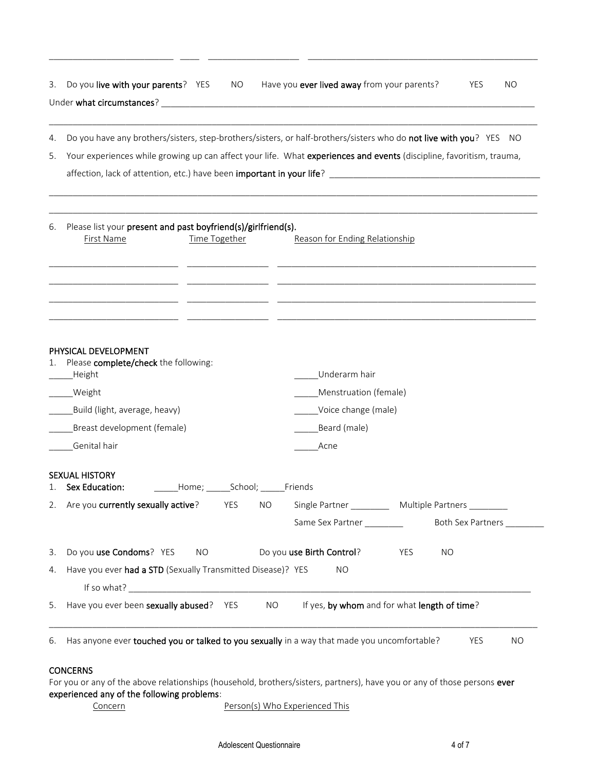\_\_\_\_\_\_\_\_\_\_\_\_\_\_\_\_\_\_\_\_\_\_\_\_\_\_\_\_ \_\_\_\_\_ \_\_\_\_\_\_\_\_\_\_\_\_\_\_\_\_\_\_\_\_\_ \_\_\_\_\_\_\_\_\_\_\_\_\_\_\_\_\_\_\_\_\_\_\_\_\_\_\_\_\_\_\_\_\_\_\_\_\_\_\_\_\_\_\_\_\_\_\_\_\_\_\_\_

3. Do you **live with your parents**? YES NO Have you **ever lived away** from your parents? YES NO

   Under **what circumstances**? \_\_\_\_\_\_\_\_\_\_\_\_\_\_\_\_\_\_\_\_\_\_\_\_\_\_\_\_\_\_\_\_\_\_\_\_\_\_\_\_\_\_\_\_\_\_\_\_\_\_\_\_\_\_\_\_\_\_\_\_\_\_\_\_\_\_\_\_\_\_\_\_\_\_\_\_\_\_\_\_\_\_\_\_\_\_\_\_\_\_\_

   \_\_\_\_\_\_\_\_\_\_\_\_\_\_\_\_\_\_\_\_\_\_\_\_\_\_\_\_\_\_\_\_\_\_\_\_\_\_\_\_\_\_\_\_\_\_\_\_\_\_\_\_\_\_\_\_\_\_\_\_\_\_\_\_\_\_\_\_\_\_\_\_\_\_\_\_\_\_\_\_\_\_\_\_\_\_\_\_\_\_\_\_\_\_\_\_\_\_\_\_\_\_\_\_\_\_\_\_

4. Do you have any brothers/sisters, step-brothers/sisters, or half-brothers/sisters who do **not live with you**? YES NO

5. Your experiences while growing up can affect your life. What **experiences and events** (discipline, favoritism, trauma, affection, lack of attention, etc.) have been **important in your life**? \_\_\_\_\_\_\_\_\_\_\_\_\_\_\_\_\_\_\_\_\_\_\_\_\_\_\_\_\_\_\_\_\_\_\_\_\_\_\_\_\_\_\_\_\_\_\_\_

   \_\_\_\_\_\_\_\_\_\_\_\_\_\_\_\_\_\_\_\_\_\_\_\_\_\_\_\_\_\_\_\_\_\_\_\_\_\_\_\_\_\_\_\_\_\_\_\_\_\_\_\_\_\_\_\_\_\_\_\_\_\_\_\_\_\_\_\_\_\_\_\_\_\_\_\_\_\_\_\_\_\_\_\_\_\_\_\_\_\_\_\_\_\_\_\_\_\_\_\_\_\_\_\_\_\_\_\_

   \_\_\_\_\_\_\_\_\_\_\_\_\_\_\_\_\_\_\_\_\_\_\_\_\_\_\_\_\_\_\_\_\_\_\_\_\_\_\_\_\_\_\_\_\_\_\_\_\_\_\_\_\_\_\_\_\_\_\_\_\_\_\_\_\_\_\_\_\_\_\_\_\_\_\_\_\_\_\_\_\_\_\_\_\_\_\_\_\_\_\_\_\_\_\_\_\_\_\_\_\_\_\_\_\_\_\_\_

6. Please list your **present and past boyfriend(s)/girlfriend(s).**

| First Name | Time Together | Reason for Ending Relationship |
|---|---|---|
| | | |
| | | |
| | | |
| | | |

## PHYSICAL DEVELOPMENT

1. Please **complete/check** the following:

\_\_\_\_\_Height

\_\_\_\_\_Weight

\_\_\_\_\_Build (light, average, heavy)

\_\_\_\_\_Breast development (female)

\_\_\_\_\_Genital hair

\_\_\_\_\_Underarm hair

\_\_\_\_\_Menstruation (female)

\_\_\_\_\_Voice change (male)

\_\_\_\_\_Beard (male)

\_\_\_\_\_Acne

## SEXUAL HISTORY

1. **Sex Education:** \_\_\_\_\_Home; \_\_\_\_\_School; \_\_\_\_\_Friends

2. Are you **currently sexually active**? YES NO Single Partner \_\_\_\_\_\_\_\_ Multiple Partners \_\_\_\_\_\_\_\_

   Same Sex Partner \_\_\_\_\_\_\_\_ Both Sex Partners \_\_\_\_\_\_\_\_

3. Do you **use Condoms**? YES NO Do you **use Birth Control**? YES NO

4. Have you ever **had a STD** (Sexually Transmitted Disease)? YES NO

   If so what? \_\_\_\_\_\_\_\_\_\_\_\_\_\_\_\_\_\_\_\_\_\_\_\_\_\_\_\_\_\_\_\_\_\_\_\_\_\_\_\_\_\_\_\_\_\_\_\_\_\_\_\_\_\_\_\_\_\_\_\_\_\_\_\_\_\_\_\_\_\_\_\_\_\_\_\_\_\_\_\_\_\_\_\_\_\_\_\_\_\_

5. Have you ever been **sexually abused**? YES NO If yes, **by whom** and for what **length of time**?

   \_\_\_\_\_\_\_\_\_\_\_\_\_\_\_\_\_\_\_\_\_\_\_\_\_\_\_\_\_\_\_\_\_\_\_\_\_\_\_\_\_\_\_\_\_\_\_\_\_\_\_\_\_\_\_\_\_\_\_\_\_\_\_\_\_\_\_\_\_\_\_\_\_\_\_\_\_\_\_\_\_\_\_\_\_\_\_\_\_\_\_\_\_\_\_\_\_\_\_\_\_\_\_\_\_\_\_\_

6. Has anyone ever **touched you or talked to you sexually** in a way that made you uncomfortable? YES NO

## CONCERNS

For you or any of the above relationships (household, brothers/sisters, partners), have you or any of those persons **ever experienced any of the following problems**:

| Concern | Person(s) Who Experienced This |
|---|---|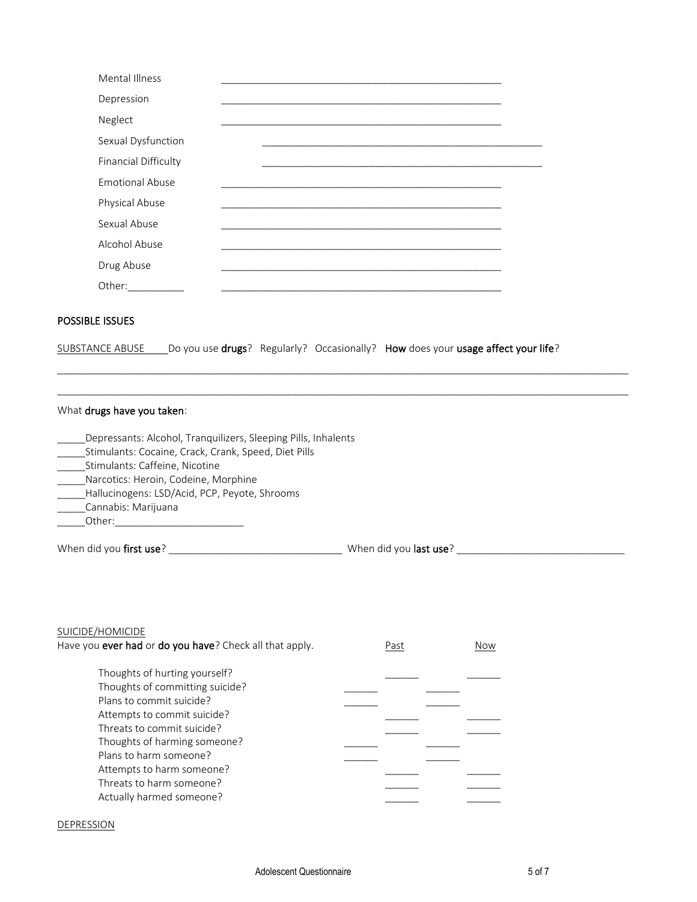| | |
|---|---|
| Mental Illness | ___________________________________________________ |
| Depression | ___________________________________________________ |
| Neglect | ___________________________________________________ |
| Sexual Dysfunction | ___________________________________________________ |
| Financial Difficulty | ___________________________________________________ |
| Emotional Abuse | ___________________________________________________ |
| Physical Abuse | ___________________________________________________ |
| Sexual Abuse | ___________________________________________________ |
| Alcohol Abuse | ___________________________________________________ |
| Drug Abuse | ___________________________________________________ |
| Other:__________ | ___________________________________________________ |

## POSSIBLE ISSUES

SUBSTANCE ABUSE ____Do you use **drugs**? Regularly? Occasionally? **How** does your **usage affect your life**?

_____________________________________________________________________________________________________

_____________________________________________________________________________________________________

What **drugs have you taken**:

_____Depressants: Alcohol, Tranquilizers, Sleeping Pills, Inhalents
_____Stimulants: Cocaine, Crack, Crank, Speed, Diet Pills
_____Stimulants: Caffeine, Nicotine
_____Narcotics: Heroin, Codeine, Morphine
_____Hallucinogens: LSD/Acid, PCP, Peyote, Shrooms
_____Cannabis: Marijuana
_____Other:_______________________

When did you **first use**? ______________________________ When did you **last use**? ______________________________

SUICIDE/HOMICIDE

Have you **ever had** or **do you have**? Check all that apply.

| | Past | Now |
|---|---|---|
| Thoughts of hurting yourself? | ______ | ______ |
| Thoughts of committing suicide? | ______ | ______ |
| Plans to commit suicide? | ______ | ______ |
| Attempts to commit suicide? | ______ | ______ |
| Threats to commit suicide? | ______ | ______ |
| Thoughts of harming someone? | ______ | ______ |
| Plans to harm someone? | ______ | ______ |
| Attempts to harm someone? | ______ | ______ |
| Threats to harm someone? | ______ | ______ |
| Actually harmed someone? | ______ | ______ |

DEPRESSION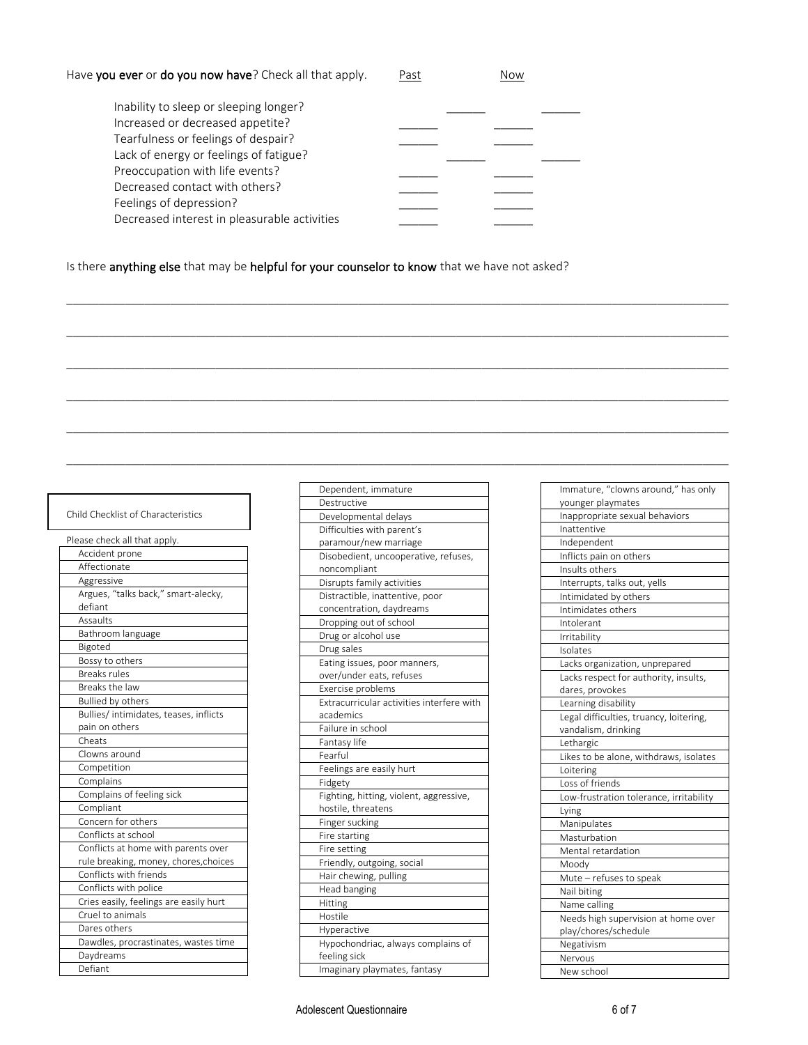Have **you ever** or **do you now have**? Check all that apply.

| | Past | Now |
|---|---|---|
| Inability to sleep or sleeping longer? | ______ | ______ |
| Increased or decreased appetite? | ______ | ______ |
| Tearfulness or feelings of despair? | ______ | ______ |
| Lack of energy or feelings of fatigue? | ______ | ______ |
| Preoccupation with life events? | ______ | ______ |
| Decreased contact with others? | ______ | ______ |
| Feelings of depression? | ______ | ______ |
| Decreased interest in pleasurable activities | ______ | ______ |

Is there **anything else** that may be **helpful for your counselor to know** that we have not asked?

______________________________________________________________________________

______________________________________________________________________________

______________________________________________________________________________

______________________________________________________________________________

______________________________________________________________________________

______________________________________________________________________________

Child Checklist of Characteristics

Please check all that apply.

| |
|---|
| Accident prone |
| Affectionate |
| Aggressive |
| Argues, "talks back," smart-alecky, defiant |
| Assaults |
| Bathroom language |
| Bigoted |
| Bossy to others |
| Breaks rules |
| Breaks the law |
| Bullied by others |
| Bullies/ intimidates, teases, inflicts pain on others |
| Cheats |
| Clowns around |
| Competition |
| Complains |
| Complains of feeling sick |
| Compliant |
| Concern for others |
| Conflicts at school |
| Conflicts at home with parents over rule breaking, money, chores,choices |
| Conflicts with friends |
| Conflicts with police |
| Cries easily, feelings are easily hurt |
| Cruel to animals |
| Dares others |
| Dawdles, procrastinates, wastes time |
| Daydreams |
| Defiant |

| |
|---|
| Dependent, immature |
| Destructive |
| Developmental delays |
| Difficulties with parent's paramour/new marriage |
| Disobedient, uncooperative, refuses, noncompliant |
| Disrupts family activities |
| Distractible, inattentive, poor concentration, daydreams |
| Dropping out of school |
| Drug or alcohol use |
| Drug sales |
| Eating issues, poor manners, over/under eats, refuses |
| Exercise problems |
| Extracurricular activities interfere with academics |
| Failure in school |
| Fantasy life |
| Fearful |
| Feelings are easily hurt |
| Fidgety |
| Fighting, hitting, violent, aggressive, hostile, threatens |
| Finger sucking |
| Fire starting |
| Fire setting |
| Friendly, outgoing, social |
| Hair chewing, pulling |
| Head banging |
| Hitting |
| Hostile |
| Hyperactive |
| Hypochondriac, always complains of feeling sick |
| Imaginary playmates, fantasy |

| |
|---|
| Immature, "clowns around," has only younger playmates |
| Inappropriate sexual behaviors |
| Inattentive |
| Independent |
| Inflicts pain on others |
| Insults others |
| Interrupts, talks out, yells |
| Intimidated by others |
| Intimidates others |
| Intolerant |
| Irritability |
| Isolates |
| Lacks organization, unprepared |
| Lacks respect for authority, insults, dares, provokes |
| Learning disability |
| Legal difficulties, truancy, loitering, vandalism, drinking |
| Lethargic |
| Likes to be alone, withdraws, isolates |
| Loitering |
| Loss of friends |
| Low-frustration tolerance, irritability |
| Lying |
| Manipulates |
| Masturbation |
| Mental retardation |
| Moody |
| Mute – refuses to speak |
| Nail biting |
| Name calling |
| Needs high supervision at home over play/chores/schedule |
| Negativism |
| Nervous |
| New school |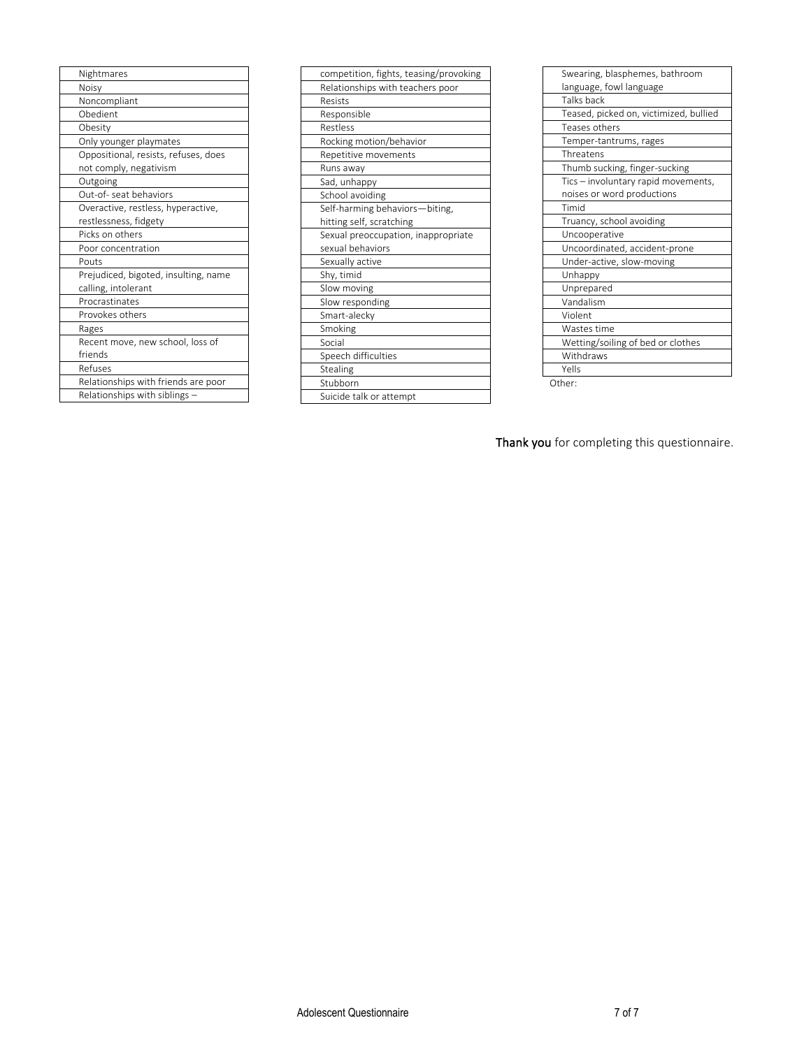| |
|---|
| Nightmares |
| Noisy |
| Noncompliant |
| Obedient |
| Obesity |
| Only younger playmates |
| Oppositional, resists, refuses, does not comply, negativism |
| Outgoing |
| Out-of- seat behaviors |
| Overactive, restless, hyperactive, restlessness, fidgety |
| Picks on others |
| Poor concentration |
| Pouts |
| Prejudiced, bigoted, insulting, name calling, intolerant |
| Procrastinates |
| Provokes others |
| Rages |
| Recent move, new school, loss of friends |
| Refuses |
| Relationships with friends are poor |
| Relationships with siblings – |

| |
|---|
| competition, fights, teasing/provoking |
| Relationships with teachers poor |
| Resists |
| Responsible |
| Restless |
| Rocking motion/behavior |
| Repetitive movements |
| Runs away |
| Sad, unhappy |
| School avoiding |
| Self-harming behaviors—biting, hitting self, scratching |
| Sexual preoccupation, inappropriate sexual behaviors |
| Sexually active |
| Shy, timid |
| Slow moving |
| Slow responding |
| Smart-alecky |
| Smoking |
| Social |
| Speech difficulties |
| Stealing |
| Stubborn |
| Suicide talk or attempt |

| |
|---|
| Swearing, blasphemes, bathroom language, fowl language |
| Talks back |
| Teased, picked on, victimized, bullied |
| Teases others |
| Temper-tantrums, rages |
| Threatens |
| Thumb sucking, finger-sucking |
| Tics – involuntary rapid movements, noises or word productions |
| Timid |
| Truancy, school avoiding |
| Uncooperative |
| Uncoordinated, accident-prone |
| Under-active, slow-moving |
| Unhappy |
| Unprepared |
| Vandalism |
| Violent |
| Wastes time |
| Wetting/soiling of bed or clothes |
| Withdraws |
| Yells |

Other:

**Thank you** for completing this questionnaire.